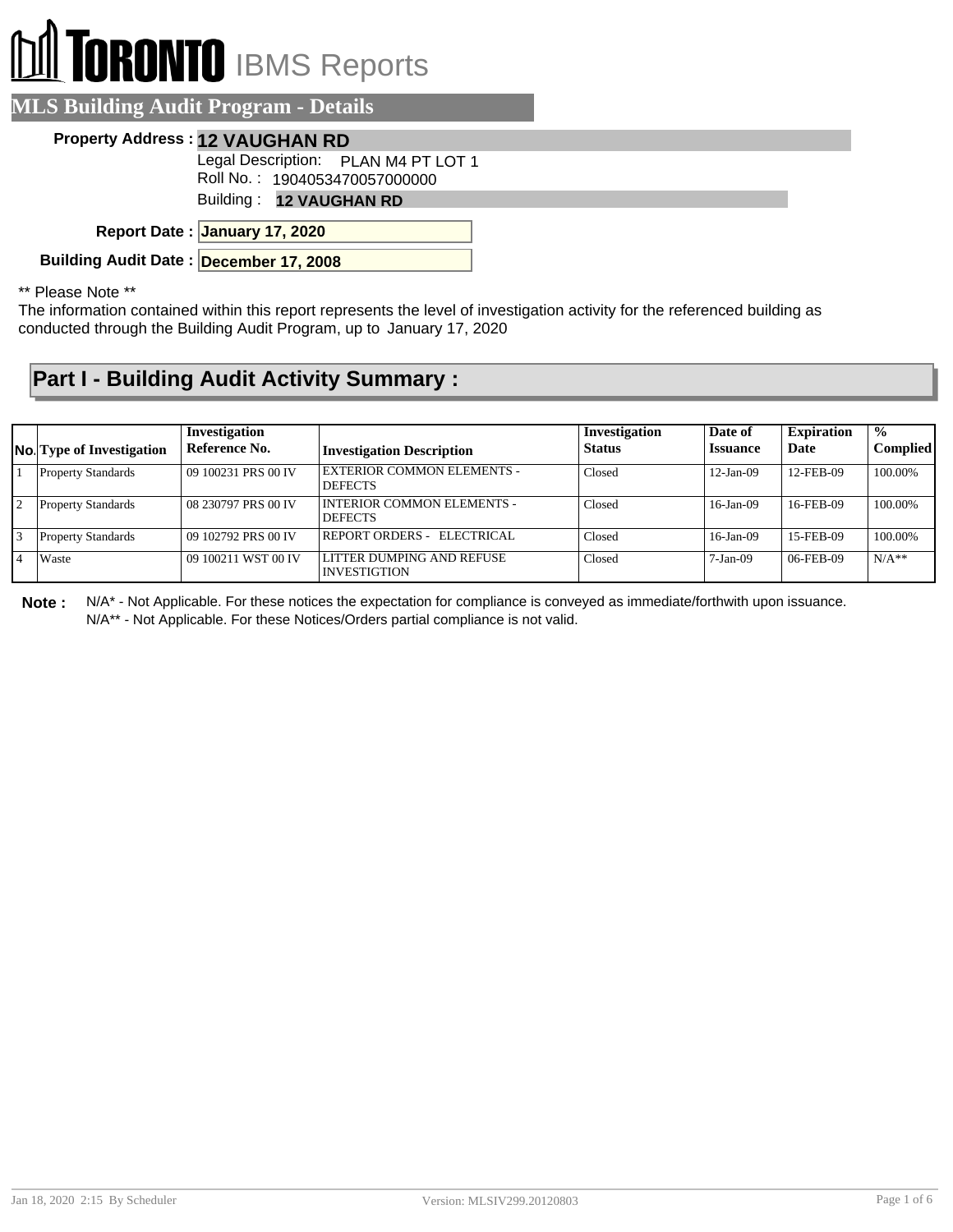# TORONTO IBMS Reports

## MLS Building Audit Program - Details

**Property Address :** **12 VAUGHAN RD**

Legal Description: PLAN M4 PT LOT 1

Roll No. : 1904053470057000000

Building : **12 VAUGHAN RD**

**Report Date :** **January 17, 2020**

**Building Audit Date :** **December 17, 2008**

** Please Note **

The information contained within this report represents the level of investigation activity for the referenced building as conducted through the Building Audit Program, up to January 17, 2020

## Part I - Building Audit Activity Summary :

| No. | Type of Investigation | Investigation Reference No. | Investigation Description | Investigation Status | Date of Issuance | Expiration Date | % Complied |
|---|---|---|---|---|---|---|---|
| 1 | Property Standards | 09 100231 PRS 00 IV | EXTERIOR COMMON ELEMENTS - DEFECTS | Closed | 12-Jan-09 | 12-FEB-09 | 100.00% |
| 2 | Property Standards | 08 230797 PRS 00 IV | INTERIOR COMMON ELEMENTS - DEFECTS | Closed | 16-Jan-09 | 16-FEB-09 | 100.00% |
| 3 | Property Standards | 09 102792 PRS 00 IV | REPORT ORDERS - ELECTRICAL | Closed | 16-Jan-09 | 15-FEB-09 | 100.00% |
| 4 | Waste | 09 100211 WST 00 IV | LITTER DUMPING AND REFUSE INVESTIGTION | Closed | 7-Jan-09 | 06-FEB-09 | N/A** |

**Note :** N/A* - Not Applicable. For these notices the expectation for compliance is conveyed as immediate/forthwith upon issuance.
N/A** - Not Applicable. For these Notices/Orders partial compliance is not valid.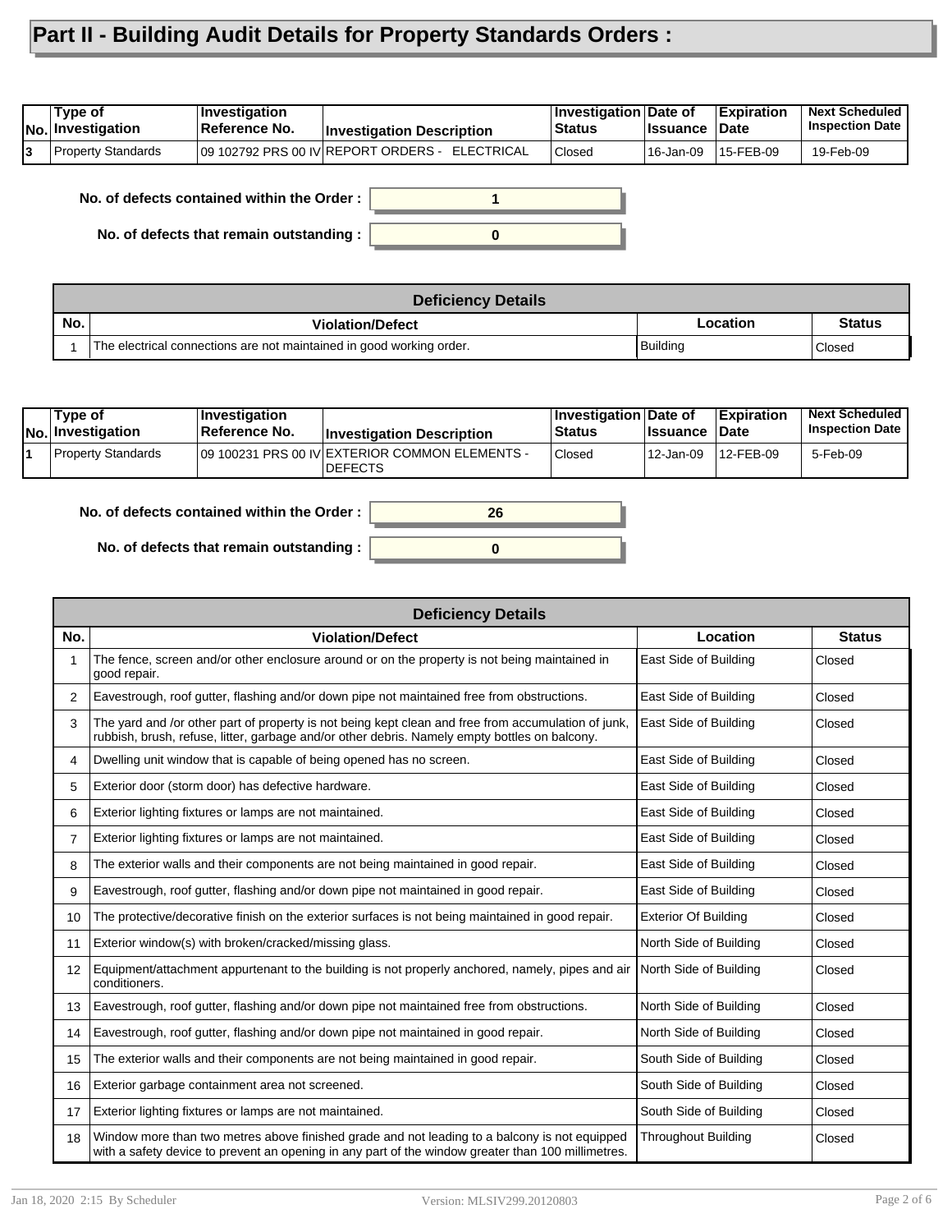# Part II - Building Audit Details for Property Standards Orders :

| No. | Type of Investigation | Investigation Reference No. | Investigation Description | Investigation Status | Date of Issuance | Expiration Date | Next Scheduled Inspection Date |
|---|---|---|---|---|---|---|---|
| 3 | Property Standards | 09 102792 PRS 00 IV | REPORT ORDERS - ELECTRICAL | Closed | 16-Jan-09 | 15-FEB-09 | 19-Feb-09 |

**No. of defects contained within the Order :** 1

**No. of defects that remain outstanding :** 0

| Deficiency Details | | | |
|---|---|---|---|
| **No.** | **Violation/Defect** | **Location** | **Status** |
| 1 | The electrical connections are not maintained in good working order. | Building | Closed |

| No. | Type of Investigation | Investigation Reference No. | Investigation Description | Investigation Status | Date of Issuance | Expiration Date | Next Scheduled Inspection Date |
|---|---|---|---|---|---|---|---|
| 1 | Property Standards | 09 100231 PRS 00 IV | EXTERIOR COMMON ELEMENTS - DEFECTS | Closed | 12-Jan-09 | 12-FEB-09 | 5-Feb-09 |

**No. of defects contained within the Order :** 26

**No. of defects that remain outstanding :** 0

| Deficiency Details | | | |
|---|---|---|---|
| **No.** | **Violation/Defect** | **Location** | **Status** |
| 1 | The fence, screen and/or other enclosure around or on the property is not being maintained in good repair. | East Side of Building | Closed |
| 2 | Eavestrough, roof gutter, flashing and/or down pipe not maintained free from obstructions. | East Side of Building | Closed |
| 3 | The yard and /or other part of property is not being kept clean and free from accumulation of junk, rubbish, brush, refuse, litter, garbage and/or other debris. Namely empty bottles on balcony. | East Side of Building | Closed |
| 4 | Dwelling unit window that is capable of being opened has no screen. | East Side of Building | Closed |
| 5 | Exterior door (storm door) has defective hardware. | East Side of Building | Closed |
| 6 | Exterior lighting fixtures or lamps are not maintained. | East Side of Building | Closed |
| 7 | Exterior lighting fixtures or lamps are not maintained. | East Side of Building | Closed |
| 8 | The exterior walls and their components are not being maintained in good repair. | East Side of Building | Closed |
| 9 | Eavestrough, roof gutter, flashing and/or down pipe not maintained in good repair. | East Side of Building | Closed |
| 10 | The protective/decorative finish on the exterior surfaces is not being maintained in good repair. | Exterior Of Building | Closed |
| 11 | Exterior window(s) with broken/cracked/missing glass. | North Side of Building | Closed |
| 12 | Equipment/attachment appurtenant to the building is not properly anchored, namely, pipes and air conditioners. | North Side of Building | Closed |
| 13 | Eavestrough, roof gutter, flashing and/or down pipe not maintained free from obstructions. | North Side of Building | Closed |
| 14 | Eavestrough, roof gutter, flashing and/or down pipe not maintained in good repair. | North Side of Building | Closed |
| 15 | The exterior walls and their components are not being maintained in good repair. | South Side of Building | Closed |
| 16 | Exterior garbage containment area not screened. | South Side of Building | Closed |
| 17 | Exterior lighting fixtures or lamps are not maintained. | South Side of Building | Closed |
| 18 | Window more than two metres above finished grade and not leading to a balcony is not equipped with a safety device to prevent an opening in any part of the window greater than 100 millimetres. | Throughout Building | Closed |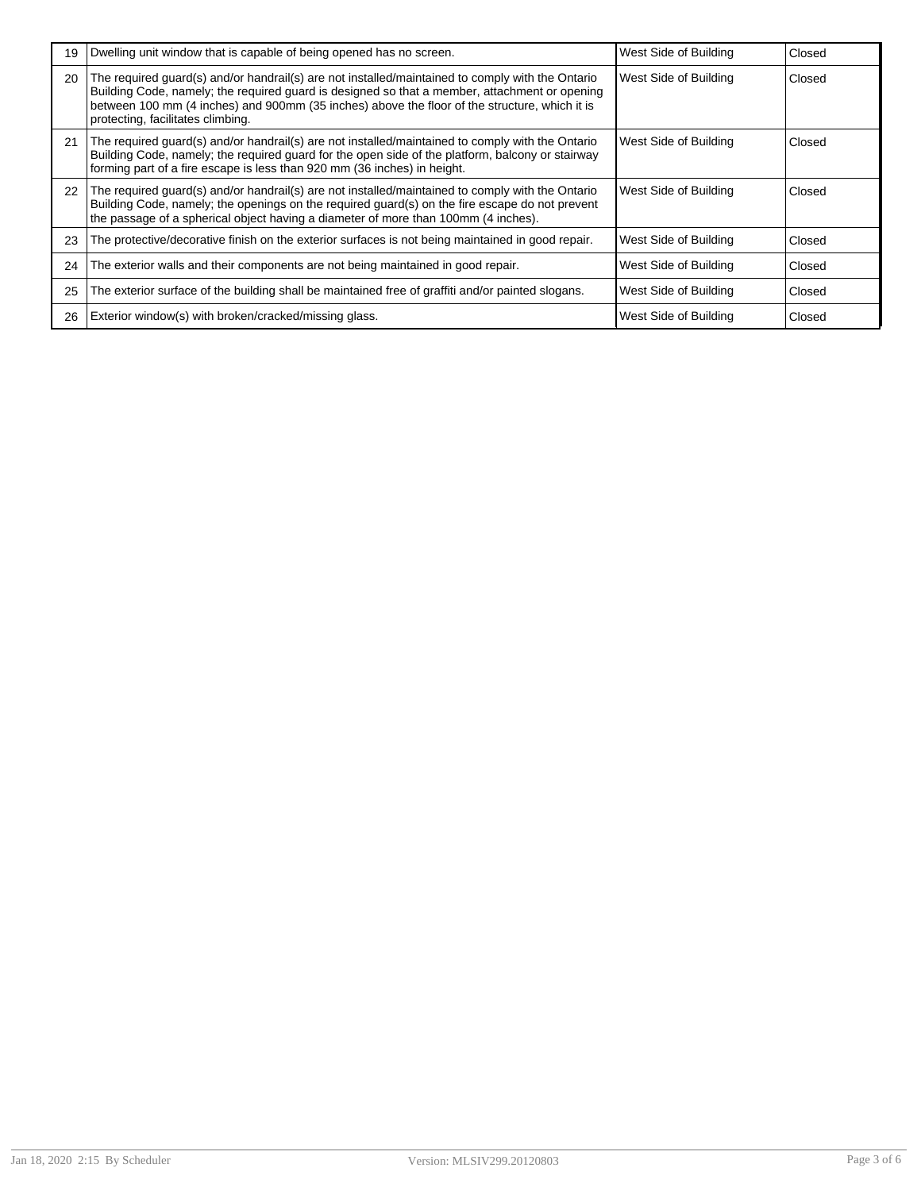| | | | |
|---|---|---|---|
| 19 | Dwelling unit window that is capable of being opened has no screen. | West Side of Building | Closed |
| 20 | The required guard(s) and/or handrail(s) are not installed/maintained to comply with the Ontario Building Code, namely; the required guard is designed so that a member, attachment or opening between 100 mm (4 inches) and 900mm (35 inches) above the floor of the structure, which it is protecting, facilitates climbing. | West Side of Building | Closed |
| 21 | The required guard(s) and/or handrail(s) are not installed/maintained to comply with the Ontario Building Code, namely; the required guard for the open side of the platform, balcony or stairway forming part of a fire escape is less than 920 mm (36 inches) in height. | West Side of Building | Closed |
| 22 | The required guard(s) and/or handrail(s) are not installed/maintained to comply with the Ontario Building Code, namely; the openings on the required guard(s) on the fire escape do not prevent the passage of a spherical object having a diameter of more than 100mm (4 inches). | West Side of Building | Closed |
| 23 | The protective/decorative finish on the exterior surfaces is not being maintained in good repair. | West Side of Building | Closed |
| 24 | The exterior walls and their components are not being maintained in good repair. | West Side of Building | Closed |
| 25 | The exterior surface of the building shall be maintained free of graffiti and/or painted slogans. | West Side of Building | Closed |
| 26 | Exterior window(s) with broken/cracked/missing glass. | West Side of Building | Closed |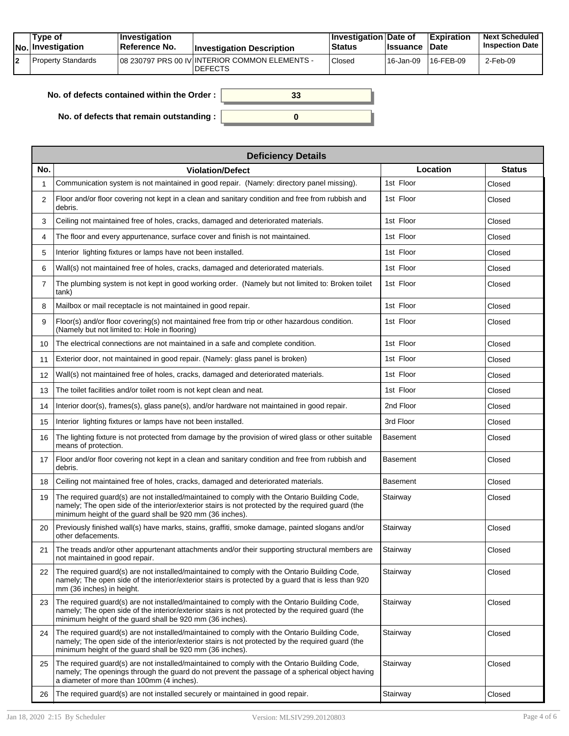| No. | Type of Investigation | Investigation Reference No. | Investigation Description | Investigation Status | Date of Issuance | Expiration Date | Next Scheduled Inspection Date |
|---|---|---|---|---|---|---|---|
| 2 | Property Standards | 08 230797 PRS 00 IV | INTERIOR COMMON ELEMENTS - DEFECTS | Closed | 16-Jan-09 | 16-FEB-09 | 2-Feb-09 |

**No. of defects contained within the Order :** 33

**No. of defects that remain outstanding :** 0

| Deficiency Details | | | |
|---|---|---|---|
| **No.** | **Violation/Defect** | **Location** | **Status** |
| 1 | Communication system is not maintained in good repair. (Namely: directory panel missing). | 1st Floor | Closed |
| 2 | Floor and/or floor covering not kept in a clean and sanitary condition and free from rubbish and debris. | 1st Floor | Closed |
| 3 | Ceiling not maintained free of holes, cracks, damaged and deteriorated materials. | 1st Floor | Closed |
| 4 | The floor and every appurtenance, surface cover and finish is not maintained. | 1st Floor | Closed |
| 5 | Interior lighting fixtures or lamps have not been installed. | 1st Floor | Closed |
| 6 | Wall(s) not maintained free of holes, cracks, damaged and deteriorated materials. | 1st Floor | Closed |
| 7 | The plumbing system is not kept in good working order. (Namely but not limited to: Broken toilet tank) | 1st Floor | Closed |
| 8 | Mailbox or mail receptacle is not maintained in good repair. | 1st Floor | Closed |
| 9 | Floor(s) and/or floor covering(s) not maintained free from trip or other hazardous condition. (Namely but not limited to: Hole in flooring) | 1st Floor | Closed |
| 10 | The electrical connections are not maintained in a safe and complete condition. | 1st Floor | Closed |
| 11 | Exterior door, not maintained in good repair. (Namely: glass panel is broken) | 1st Floor | Closed |
| 12 | Wall(s) not maintained free of holes, cracks, damaged and deteriorated materials. | 1st Floor | Closed |
| 13 | The toilet facilities and/or toilet room is not kept clean and neat. | 1st Floor | Closed |
| 14 | Interior door(s), frames(s), glass pane(s), and/or hardware not maintained in good repair. | 2nd Floor | Closed |
| 15 | Interior lighting fixtures or lamps have not been installed. | 3rd Floor | Closed |
| 16 | The lighting fixture is not protected from damage by the provision of wired glass or other suitable means of protection. | Basement | Closed |
| 17 | Floor and/or floor covering not kept in a clean and sanitary condition and free from rubbish and debris. | Basement | Closed |
| 18 | Ceiling not maintained free of holes, cracks, damaged and deteriorated materials. | Basement | Closed |
| 19 | The required guard(s) are not installed/maintained to comply with the Ontario Building Code, namely; The open side of the interior/exterior stairs is not protected by the required guard (the minimum height of the guard shall be 920 mm (36 inches). | Stairway | Closed |
| 20 | Previously finished wall(s) have marks, stains, graffiti, smoke damage, painted slogans and/or other defacements. | Stairway | Closed |
| 21 | The treads and/or other appurtenant attachments and/or their supporting structural members are not maintained in good repair. | Stairway | Closed |
| 22 | The required guard(s) are not installed/maintained to comply with the Ontario Building Code, namely; The open side of the interior/exterior stairs is protected by a guard that is less than 920 mm (36 inches) in height. | Stairway | Closed |
| 23 | The required guard(s) are not installed/maintained to comply with the Ontario Building Code, namely; The open side of the interior/exterior stairs is not protected by the required guard (the minimum height of the guard shall be 920 mm (36 inches). | Stairway | Closed |
| 24 | The required guard(s) are not installed/maintained to comply with the Ontario Building Code, namely; The open side of the interior/exterior stairs is not protected by the required guard (the minimum height of the guard shall be 920 mm (36 inches). | Stairway | Closed |
| 25 | The required guard(s) are not installed/maintained to comply with the Ontario Building Code, namely; The openings through the guard do not prevent the passage of a spherical object having a diameter of more than 100mm (4 inches). | Stairway | Closed |
| 26 | The required guard(s) are not installed securely or maintained in good repair. | Stairway | Closed |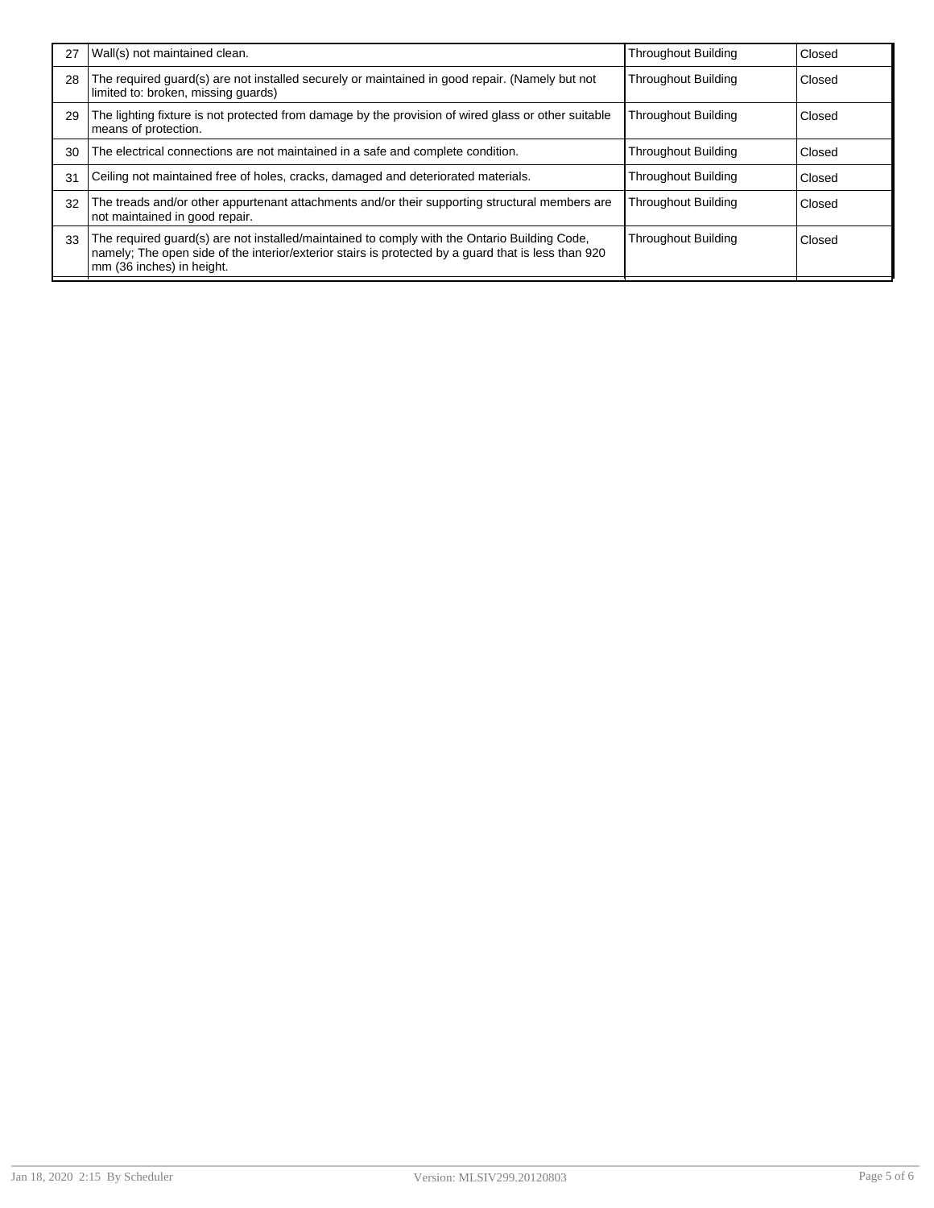| 27 | Wall(s) not maintained clean. | Throughout Building | Closed |
|---|---|---|---|
| 28 | The required guard(s) are not installed securely or maintained in good repair. (Namely but not limited to: broken, missing guards) | Throughout Building | Closed |
| 29 | The lighting fixture is not protected from damage by the provision of wired glass or other suitable means of protection. | Throughout Building | Closed |
| 30 | The electrical connections are not maintained in a safe and complete condition. | Throughout Building | Closed |
| 31 | Ceiling not maintained free of holes, cracks, damaged and deteriorated materials. | Throughout Building | Closed |
| 32 | The treads and/or other appurtenant attachments and/or their supporting structural members are not maintained in good repair. | Throughout Building | Closed |
| 33 | The required guard(s) are not installed/maintained to comply with the Ontario Building Code, namely; The open side of the interior/exterior stairs is protected by a guard that is less than 920 mm (36 inches) in height. | Throughout Building | Closed |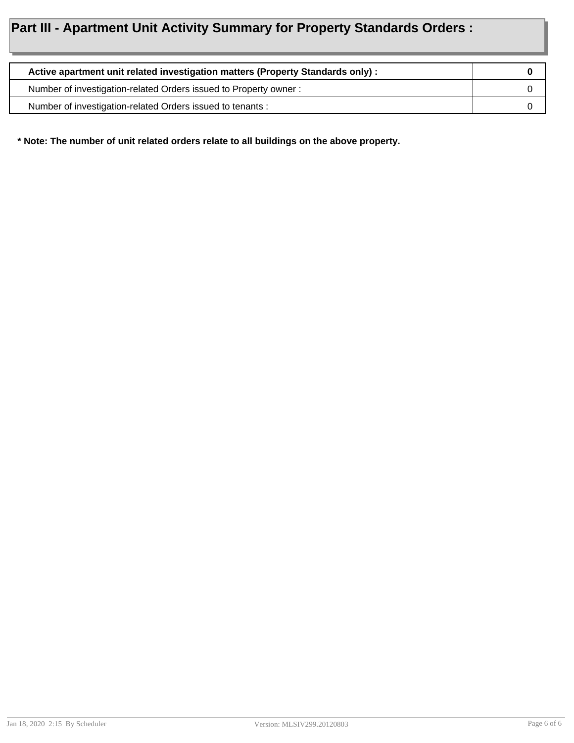# Part III - Apartment Unit Activity Summary for Property Standards Orders :

| | | |
|---|---|---|
| | **Active apartment unit related investigation matters (Property Standards only) :** | **0** |
| | Number of investigation-related Orders issued to Property owner : | 0 |
| | Number of investigation-related Orders issued to tenants : | 0 |

**\* Note: The number of unit related orders relate to all buildings on the above property.**